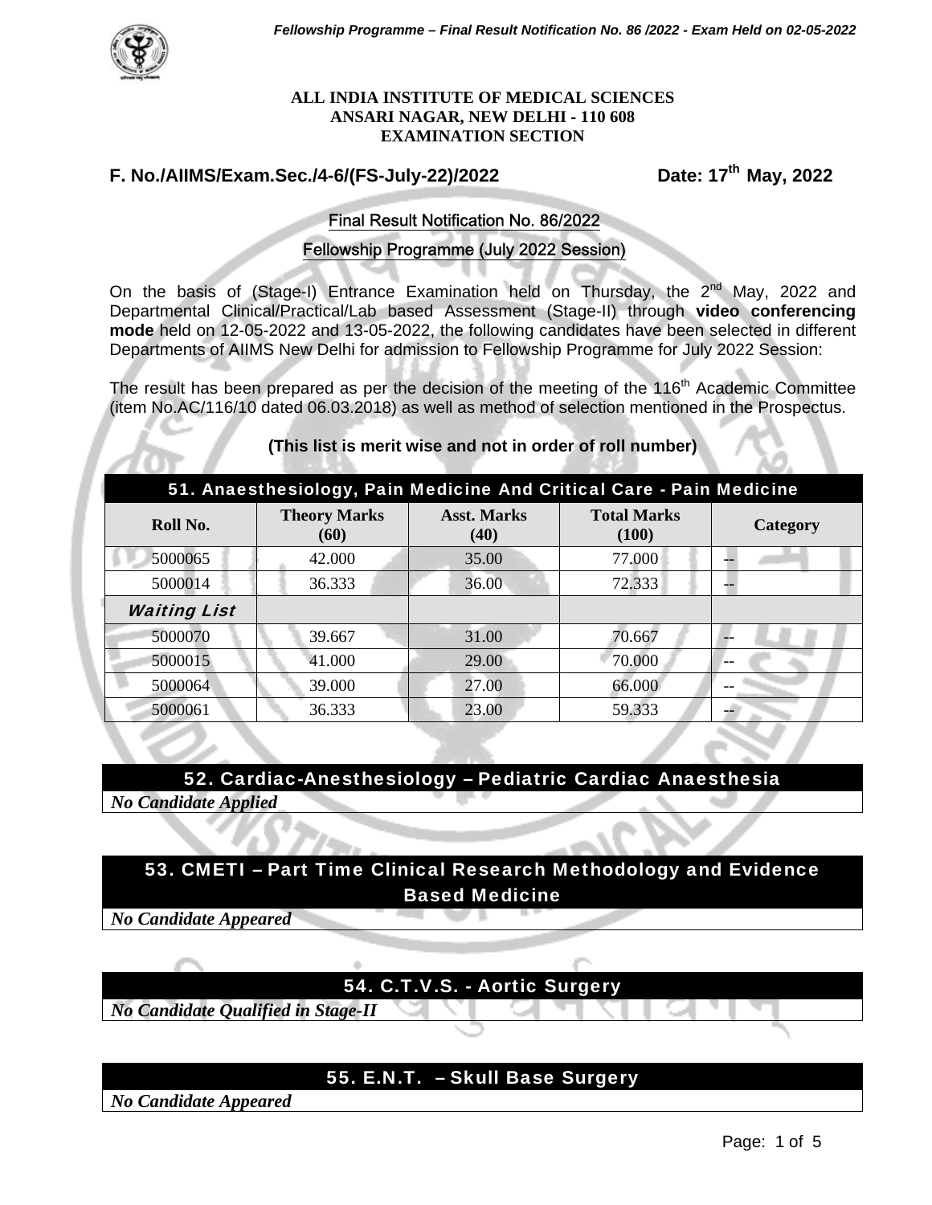**ALL INDIA INSTITUTE OF MEDICAL SCIENCES**
**ANSARI NAGAR, NEW DELHI - 110 608**
**EXAMINATION SECTION**

**F. No./AIIMS/Exam.Sec./4-6/(FS-July-22)/2022** **Date: 17th May, 2022**

## Final Result Notification No. 86/2022

## Fellowship Programme (July 2022 Session)

On the basis of (Stage-I) Entrance Examination held on Thursday, the 2nd May, 2022 and Departmental Clinical/Practical/Lab based Assessment (Stage-II) through **video conferencing mode** held on 12-05-2022 and 13-05-2022, the following candidates have been selected in different Departments of AIIMS New Delhi for admission to Fellowship Programme for July 2022 Session:

The result has been prepared as per the decision of the meeting of the 116th Academic Committee (item No.AC/116/10 dated 06.03.2018) as well as method of selection mentioned in the Prospectus.

**(This list is merit wise and not in order of roll number)**

### 51. Anaesthesiology, Pain Medicine And Critical Care - Pain Medicine

| Roll No. | Theory Marks (60) | Asst. Marks (40) | Total Marks (100) | Category |
|---|---|---|---|---|
| 5000065 | 42.000 | 35.00 | 77.000 | -- |
| 5000014 | 36.333 | 36.00 | 72.333 | -- |
| ***Waiting List*** | | | | |
| 5000070 | 39.667 | 31.00 | 70.667 | -- |
| 5000015 | 41.000 | 29.00 | 70.000 | -- |
| 5000064 | 39.000 | 27.00 | 66.000 | -- |
| 5000061 | 36.333 | 23.00 | 59.333 | -- |

### 52. Cardiac-Anesthesiology – Pediatric Cardiac Anaesthesia

***No Candidate Applied***

### 53. CMETI – Part Time Clinical Research Methodology and Evidence Based Medicine

***No Candidate Appeared***

### 54. C.T.V.S. - Aortic Surgery

***No Candidate Qualified in Stage-II***

### 55. E.N.T. – Skull Base Surgery

***No Candidate Appeared***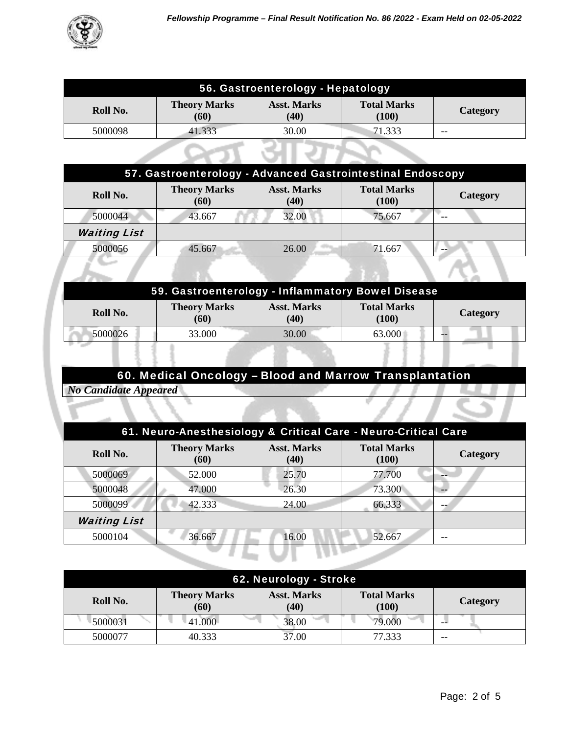## 56. Gastroenterology - Hepatology

| Roll No. | Theory Marks (60) | Asst. Marks (40) | Total Marks (100) | Category |
|---|---|---|---|---|
| 5000098 | 41.333 | 30.00 | 71.333 | -- |

## 57. Gastroenterology - Advanced Gastrointestinal Endoscopy

| Roll No. | Theory Marks (60) | Asst. Marks (40) | Total Marks (100) | Category |
|---|---|---|---|---|
| 5000044 | 43.667 | 32.00 | 75.667 | -- |
| ***Waiting List*** | | | | |
| 5000056 | 45.667 | 26.00 | 71.667 | -- |

## 59. Gastroenterology - Inflammatory Bowel Disease

| Roll No. | Theory Marks (60) | Asst. Marks (40) | Total Marks (100) | Category |
|---|---|---|---|---|
| 5000026 | 33.000 | 30.00 | 63.000 | -- |

## 60. Medical Oncology – Blood and Marrow Transplantation

***No Candidate Appeared***

## 61. Neuro-Anesthesiology & Critical Care - Neuro-Critical Care

| Roll No. | Theory Marks (60) | Asst. Marks (40) | Total Marks (100) | Category |
|---|---|---|---|---|
| 5000069 | 52.000 | 25.70 | 77.700 | -- |
| 5000048 | 47.000 | 26.30 | 73.300 | -- |
| 5000099 | 42.333 | 24.00 | 66.333 | -- |
| ***Waiting List*** | | | | |
| 5000104 | 36.667 | 16.00 | 52.667 | -- |

## 62. Neurology - Stroke

| Roll No. | Theory Marks (60) | Asst. Marks (40) | Total Marks (100) | Category |
|---|---|---|---|---|
| 5000031 | 41.000 | 38.00 | 79.000 | -- |
| 5000077 | 40.333 | 37.00 | 77.333 | -- |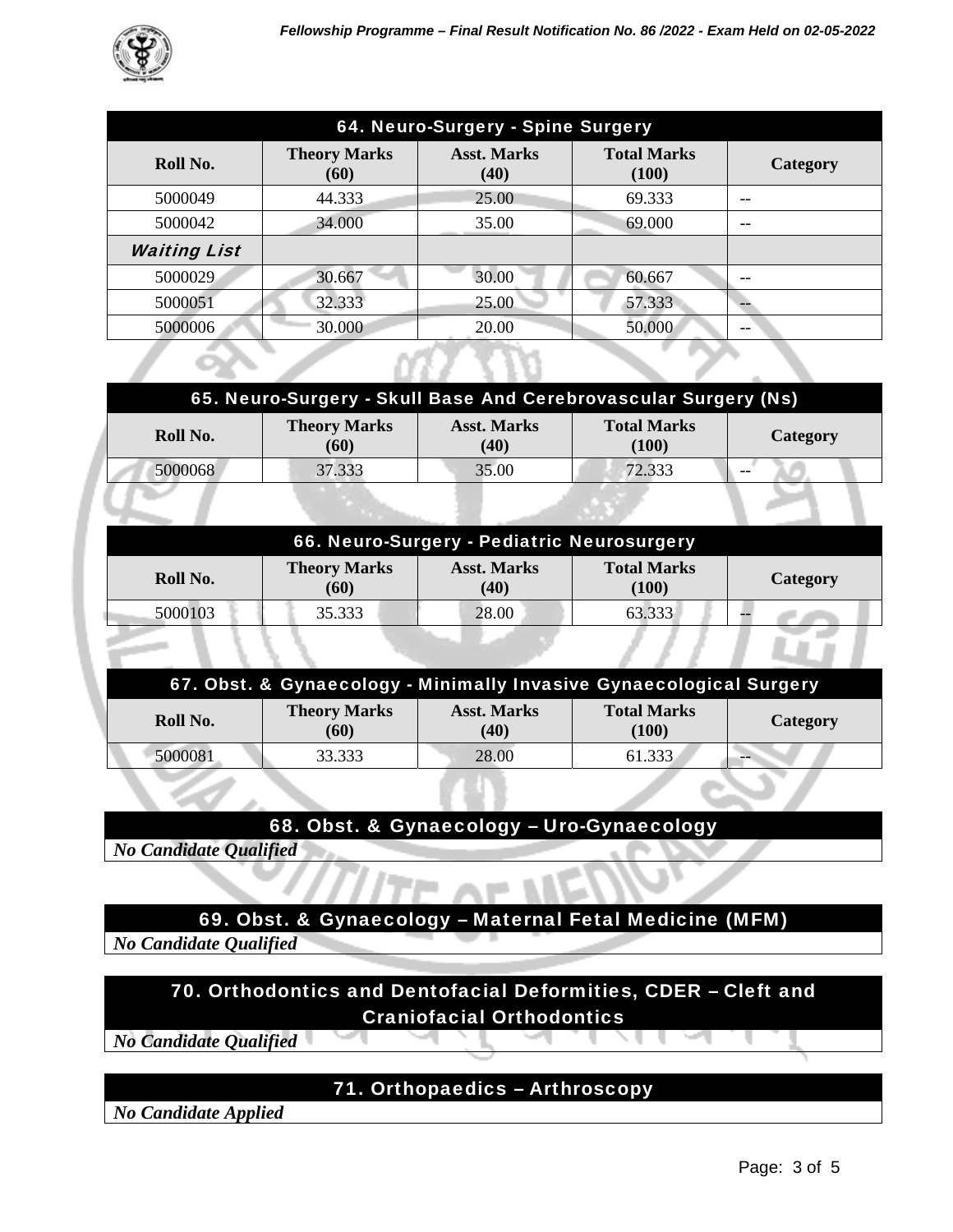## 64. Neuro-Surgery - Spine Surgery

| Roll No. | Theory Marks (60) | Asst. Marks (40) | Total Marks (100) | Category |
|---|---|---|---|---|
| 5000049 | 44.333 | 25.00 | 69.333 | -- |
| 5000042 | 34.000 | 35.00 | 69.000 | -- |
| ***Waiting List*** | | | | |
| 5000029 | 30.667 | 30.00 | 60.667 | -- |
| 5000051 | 32.333 | 25.00 | 57.333 | -- |
| 5000006 | 30.000 | 20.00 | 50.000 | -- |

## 65. Neuro-Surgery - Skull Base And Cerebrovascular Surgery (Ns)

| Roll No. | Theory Marks (60) | Asst. Marks (40) | Total Marks (100) | Category |
|---|---|---|---|---|
| 5000068 | 37.333 | 35.00 | 72.333 | -- |

## 66. Neuro-Surgery - Pediatric Neurosurgery

| Roll No. | Theory Marks (60) | Asst. Marks (40) | Total Marks (100) | Category |
|---|---|---|---|---|
| 5000103 | 35.333 | 28.00 | 63.333 | -- |

## 67. Obst. & Gynaecology - Minimally Invasive Gynaecological Surgery

| Roll No. | Theory Marks (60) | Asst. Marks (40) | Total Marks (100) | Category |
|---|---|---|---|---|
| 5000081 | 33.333 | 28.00 | 61.333 | -- |

## 68. Obst. & Gynaecology – Uro-Gynaecology

***No Candidate Qualified***

## 69. Obst. & Gynaecology – Maternal Fetal Medicine (MFM)

***No Candidate Qualified***

## 70. Orthodontics and Dentofacial Deformities, CDER – Cleft and Craniofacial Orthodontics

***No Candidate Qualified***

## 71. Orthopaedics – Arthroscopy

***No Candidate Applied***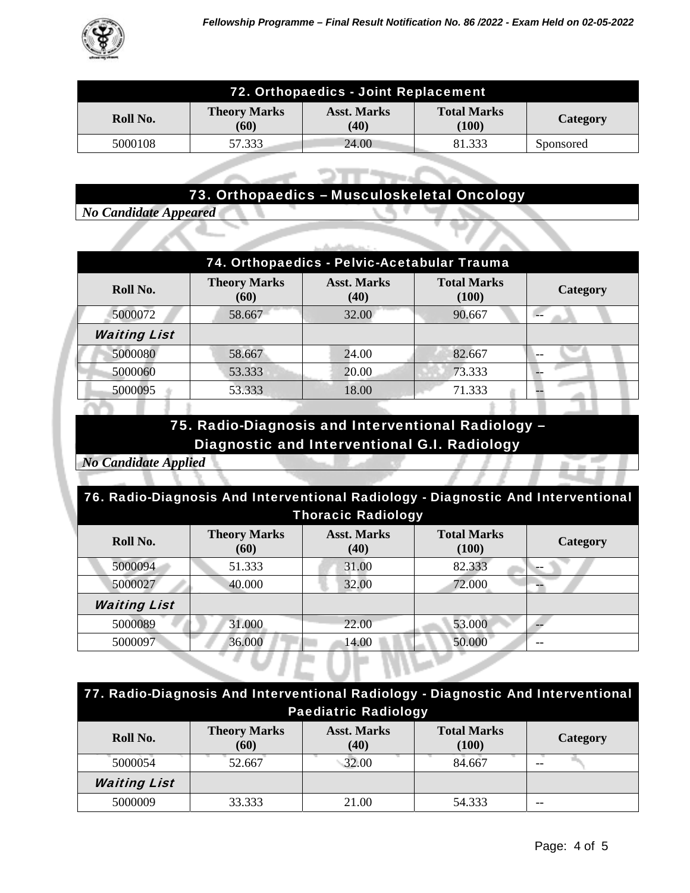## 72. Orthopaedics - Joint Replacement

| Roll No. | Theory Marks (60) | Asst. Marks (40) | Total Marks (100) | Category |
|---|---|---|---|---|
| 5000108 | 57.333 | 24.00 | 81.333 | Sponsored |

## 73. Orthopaedics – Musculoskeletal Oncology

*No Candidate Appeared*

## 74. Orthopaedics - Pelvic-Acetabular Trauma

| Roll No. | Theory Marks (60) | Asst. Marks (40) | Total Marks (100) | Category |
|---|---|---|---|---|
| 5000072 | 58.667 | 32.00 | 90.667 | -- |
| ***Waiting List*** | | | | |
| 5000080 | 58.667 | 24.00 | 82.667 | -- |
| 5000060 | 53.333 | 20.00 | 73.333 | -- |
| 5000095 | 53.333 | 18.00 | 71.333 | -- |

## 75. Radio-Diagnosis and Interventional Radiology – Diagnostic and Interventional G.I. Radiology

*No Candidate Applied*

## 76. Radio-Diagnosis And Interventional Radiology - Diagnostic And Interventional Thoracic Radiology

| Roll No. | Theory Marks (60) | Asst. Marks (40) | Total Marks (100) | Category |
|---|---|---|---|---|
| 5000094 | 51.333 | 31.00 | 82.333 | -- |
| 5000027 | 40.000 | 32.00 | 72.000 | -- |
| ***Waiting List*** | | | | |
| 5000089 | 31.000 | 22.00 | 53.000 | -- |
| 5000097 | 36.000 | 14.00 | 50.000 | -- |

## 77. Radio-Diagnosis And Interventional Radiology - Diagnostic And Interventional Paediatric Radiology

| Roll No. | Theory Marks (60) | Asst. Marks (40) | Total Marks (100) | Category |
|---|---|---|---|---|
| 5000054 | 52.667 | 32.00 | 84.667 | -- |
| ***Waiting List*** | | | | |
| 5000009 | 33.333 | 21.00 | 54.333 | -- |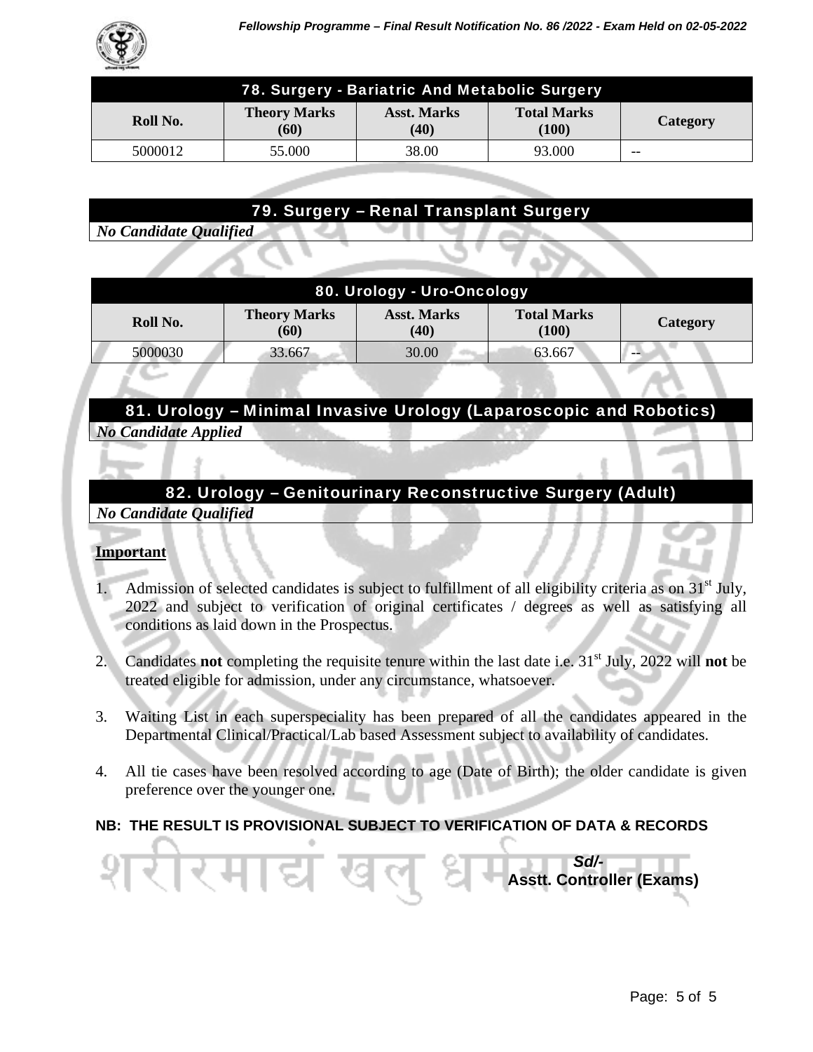### 78. Surgery - Bariatric And Metabolic Surgery

| Roll No. | Theory Marks (60) | Asst. Marks (40) | Total Marks (100) | Category |
|---|---|---|---|---|
| 5000012 | 55.000 | 38.00 | 93.000 | -- |

### 79. Surgery – Renal Transplant Surgery

*No Candidate Qualified*

### 80. Urology - Uro-Oncology

| Roll No. | Theory Marks (60) | Asst. Marks (40) | Total Marks (100) | Category |
|---|---|---|---|---|
| 5000030 | 33.667 | 30.00 | 63.667 | -- |

### 81. Urology – Minimal Invasive Urology (Laparoscopic and Robotics)

*No Candidate Applied*

### 82. Urology – Genitourinary Reconstructive Surgery (Adult)

*No Candidate Qualified*

**Important**

1. Admission of selected candidates is subject to fulfillment of all eligibility criteria as on 31st July, 2022 and subject to verification of original certificates / degrees as well as satisfying all conditions as laid down in the Prospectus.
2. Candidates **not** completing the requisite tenure within the last date i.e. 31st July, 2022 will **not** be treated eligible for admission, under any circumstance, whatsoever.
3. Waiting List in each superspeciality has been prepared of all the candidates appeared in the Departmental Clinical/Practical/Lab based Assessment subject to availability of candidates.
4. All tie cases have been resolved according to age (Date of Birth); the older candidate is given preference over the younger one.

**NB: THE RESULT IS PROVISIONAL SUBJECT TO VERIFICATION OF DATA & RECORDS**

*Sd/-*
**Asstt. Controller (Exams)**